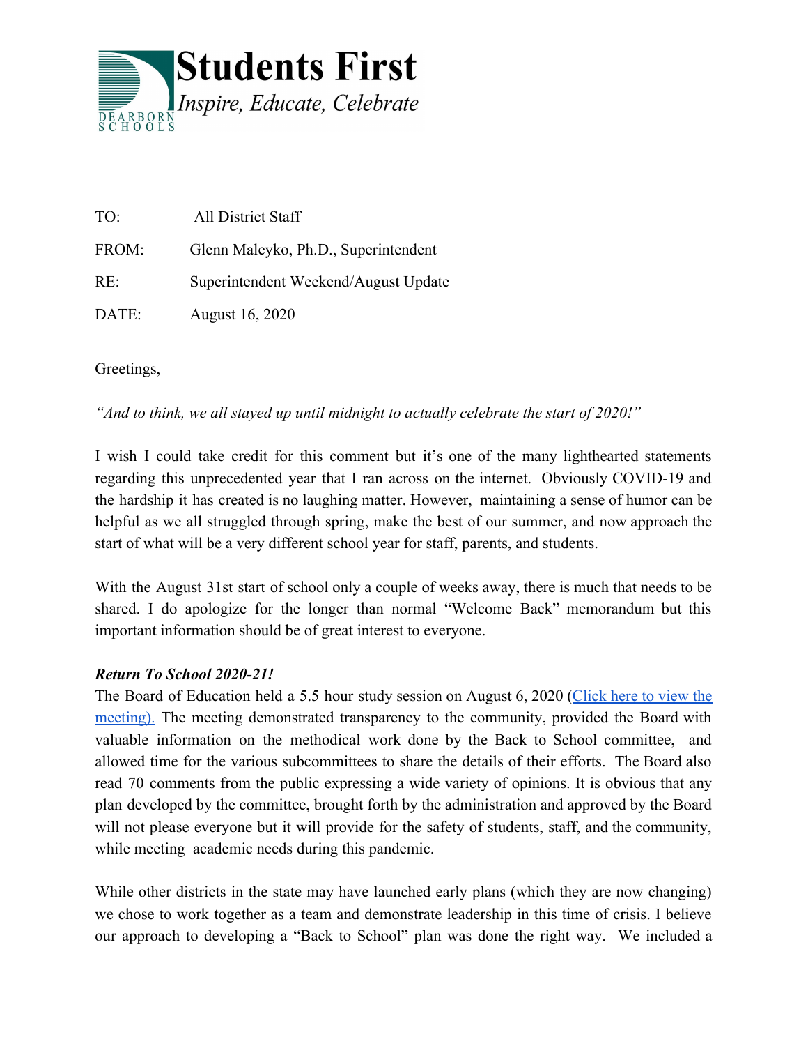**Students First**
*Inspire, Educate, Celebrate*
DEARBORN SCHOOLS

TO: All District Staff

FROM: Glenn Maleyko, Ph.D., Superintendent

RE: Superintendent Weekend/August Update

DATE: August 16, 2020

Greetings,

*"And to think, we all stayed up until midnight to actually celebrate the start of 2020!"*

I wish I could take credit for this comment but it's one of the many lighthearted statements regarding this unprecedented year that I ran across on the internet. Obviously COVID-19 and the hardship it has created is no laughing matter. However, maintaining a sense of humor can be helpful as we all struggled through spring, make the best of our summer, and now approach the start of what will be a very different school year for staff, parents, and students.

With the August 31st start of school only a couple of weeks away, there is much that needs to be shared. I do apologize for the longer than normal "Welcome Back" memorandum but this important information should be of great interest to everyone.

***Return To School 2020-21!***

The Board of Education held a 5.5 hour study session on August 6, 2020 (Click here to view the meeting). The meeting demonstrated transparency to the community, provided the Board with valuable information on the methodical work done by the Back to School committee, and allowed time for the various subcommittees to share the details of their efforts. The Board also read 70 comments from the public expressing a wide variety of opinions. It is obvious that any plan developed by the committee, brought forth by the administration and approved by the Board will not please everyone but it will provide for the safety of students, staff, and the community, while meeting academic needs during this pandemic.

While other districts in the state may have launched early plans (which they are now changing) we chose to work together as a team and demonstrate leadership in this time of crisis. I believe our approach to developing a "Back to School" plan was done the right way. We included a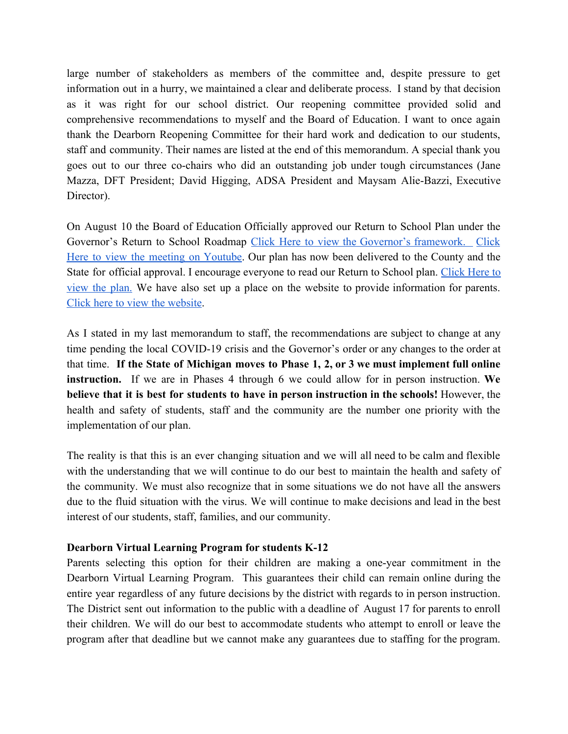large number of stakeholders as members of the committee and, despite pressure to get information out in a hurry, we maintained a clear and deliberate process. I stand by that decision as it was right for our school district. Our reopening committee provided solid and comprehensive recommendations to myself and the Board of Education. I want to once again thank the Dearborn Reopening Committee for their hard work and dedication to our students, staff and community. Their names are listed at the end of this memorandum. A special thank you goes out to our three co-chairs who did an outstanding job under tough circumstances (Jane Mazza, DFT President; David Higging, ADSA President and Maysam Alie-Bazzi, Executive Director).

On August 10 the Board of Education Officially approved our Return to School Plan under the Governor's Return to School Roadmap Click Here to view the Governor's framework. Click Here to view the meeting on Youtube. Our plan has now been delivered to the County and the State for official approval. I encourage everyone to read our Return to School plan. Click Here to view the plan. We have also set up a place on the website to provide information for parents. Click here to view the website.

As I stated in my last memorandum to staff, the recommendations are subject to change at any time pending the local COVID-19 crisis and the Governor's order or any changes to the order at that time. **If the State of Michigan moves to Phase 1, 2, or 3 we must implement full online instruction.** If we are in Phases 4 through 6 we could allow for in person instruction. **We believe that it is best for students to have in person instruction in the schools!** However, the health and safety of students, staff and the community are the number one priority with the implementation of our plan.

The reality is that this is an ever changing situation and we will all need to be calm and flexible with the understanding that we will continue to do our best to maintain the health and safety of the community. We must also recognize that in some situations we do not have all the answers due to the fluid situation with the virus. We will continue to make decisions and lead in the best interest of our students, staff, families, and our community.

**Dearborn Virtual Learning Program for students K-12**

Parents selecting this option for their children are making a one-year commitment in the Dearborn Virtual Learning Program. This guarantees their child can remain online during the entire year regardless of any future decisions by the district with regards to in person instruction. The District sent out information to the public with a deadline of August 17 for parents to enroll their children. We will do our best to accommodate students who attempt to enroll or leave the program after that deadline but we cannot make any guarantees due to staffing for the program.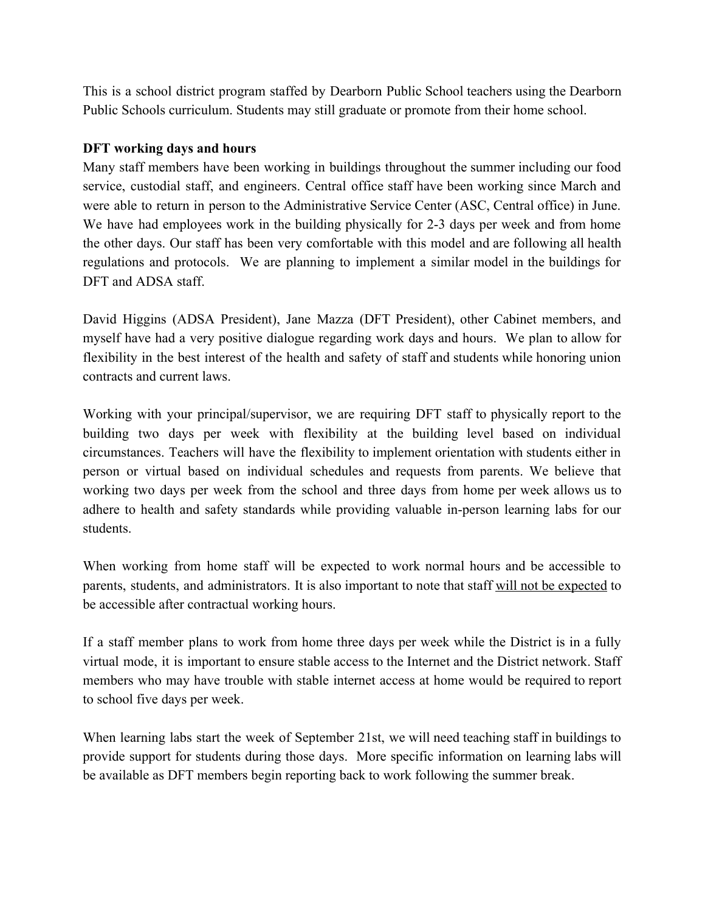This is a school district program staffed by Dearborn Public School teachers using the Dearborn Public Schools curriculum. Students may still graduate or promote from their home school.

**DFT working days and hours**

Many staff members have been working in buildings throughout the summer including our food service, custodial staff, and engineers. Central office staff have been working since March and were able to return in person to the Administrative Service Center (ASC, Central office) in June. We have had employees work in the building physically for 2-3 days per week and from home the other days. Our staff has been very comfortable with this model and are following all health regulations and protocols. We are planning to implement a similar model in the buildings for DFT and ADSA staff.

David Higgins (ADSA President), Jane Mazza (DFT President), other Cabinet members, and myself have had a very positive dialogue regarding work days and hours. We plan to allow for flexibility in the best interest of the health and safety of staff and students while honoring union contracts and current laws.

Working with your principal/supervisor, we are requiring DFT staff to physically report to the building two days per week with flexibility at the building level based on individual circumstances. Teachers will have the flexibility to implement orientation with students either in person or virtual based on individual schedules and requests from parents. We believe that working two days per week from the school and three days from home per week allows us to adhere to health and safety standards while providing valuable in-person learning labs for our students.

When working from home staff will be expected to work normal hours and be accessible to parents, students, and administrators. It is also important to note that staff <u>will not be expected</u> to be accessible after contractual working hours.

If a staff member plans to work from home three days per week while the District is in a fully virtual mode, it is important to ensure stable access to the Internet and the District network. Staff members who may have trouble with stable internet access at home would be required to report to school five days per week.

When learning labs start the week of September 21st, we will need teaching staff in buildings to provide support for students during those days. More specific information on learning labs will be available as DFT members begin reporting back to work following the summer break.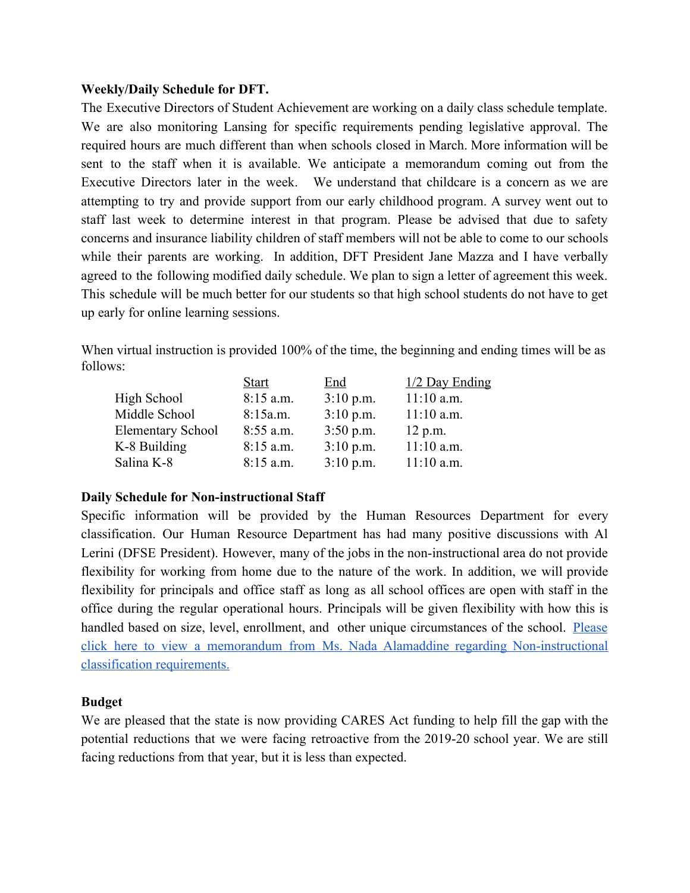**Weekly/Daily Schedule for DFT.**

The Executive Directors of Student Achievement are working on a daily class schedule template. We are also monitoring Lansing for specific requirements pending legislative approval. The required hours are much different than when schools closed in March. More information will be sent to the staff when it is available. We anticipate a memorandum coming out from the Executive Directors later in the week. We understand that childcare is a concern as we are attempting to try and provide support from our early childhood program. A survey went out to staff last week to determine interest in that program. Please be advised that due to safety concerns and insurance liability children of staff members will not be able to come to our schools while their parents are working. In addition, DFT President Jane Mazza and I have verbally agreed to the following modified daily schedule. We plan to sign a letter of agreement this week. This schedule will be much better for our students so that high school students do not have to get up early for online learning sessions.

When virtual instruction is provided 100% of the time, the beginning and ending times will be as follows:

| | Start | End | 1/2 Day Ending |
|---|---|---|---|
| High School | 8:15 a.m. | 3:10 p.m. | 11:10 a.m. |
| Middle School | 8:15a.m. | 3:10 p.m. | 11:10 a.m. |
| Elementary School | 8:55 a.m. | 3:50 p.m. | 12 p.m. |
| K-8 Building | 8:15 a.m. | 3:10 p.m. | 11:10 a.m. |
| Salina K-8 | 8:15 a.m. | 3:10 p.m. | 11:10 a.m. |

**Daily Schedule for Non-instructional Staff**

Specific information will be provided by the Human Resources Department for every classification. Our Human Resource Department has had many positive discussions with Al Lerini (DFSE President). However, many of the jobs in the non-instructional area do not provide flexibility for working from home due to the nature of the work. In addition, we will provide flexibility for principals and office staff as long as all school offices are open with staff in the office during the regular operational hours. Principals will be given flexibility with how this is handled based on size, level, enrollment, and other unique circumstances of the school. Please click here to view a memorandum from Ms. Nada Alamaddine regarding Non-instructional classification requirements.

**Budget**

We are pleased that the state is now providing CARES Act funding to help fill the gap with the potential reductions that we were facing retroactive from the 2019-20 school year. We are still facing reductions from that year, but it is less than expected.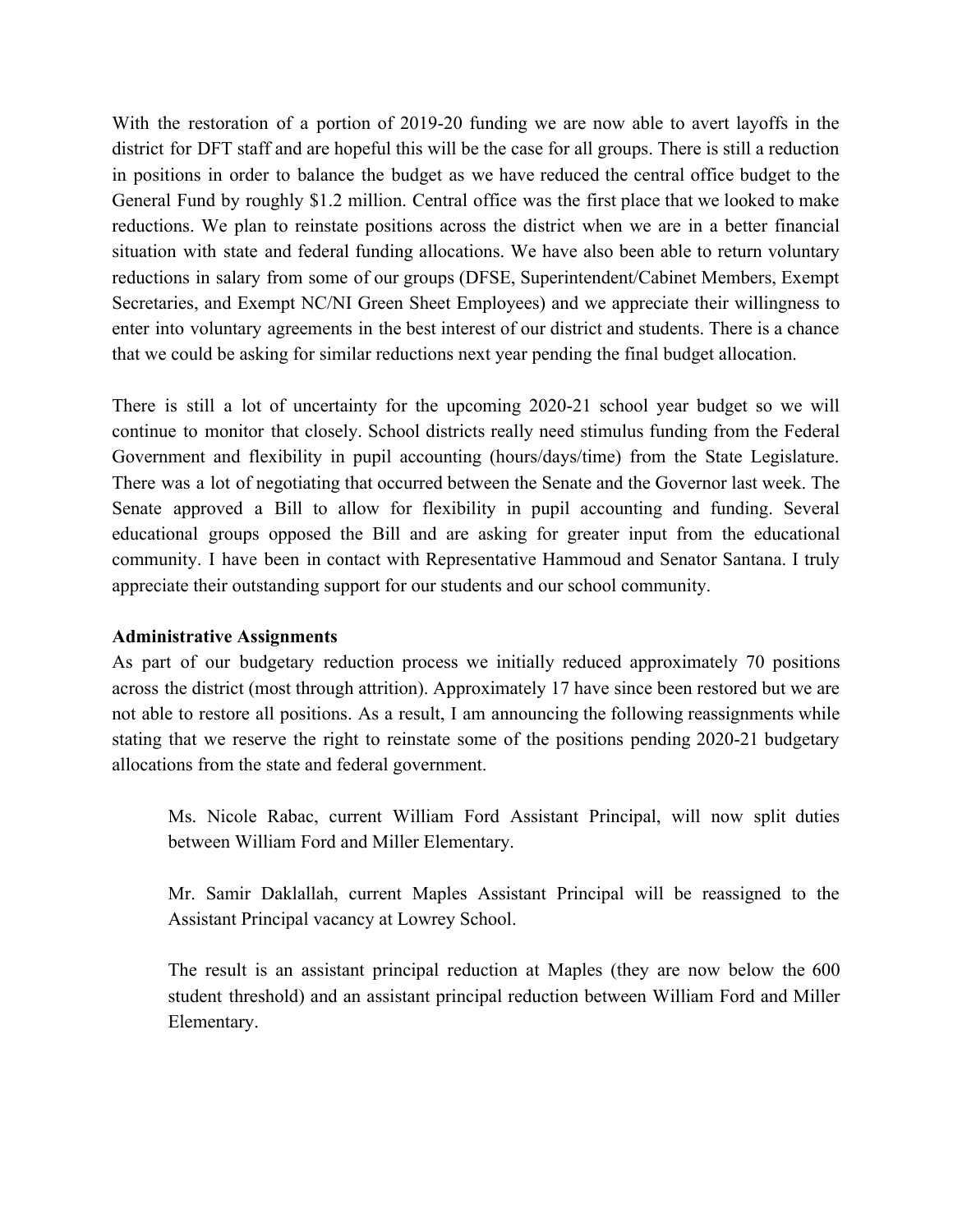With the restoration of a portion of 2019-20 funding we are now able to avert layoffs in the district for DFT staff and are hopeful this will be the case for all groups. There is still a reduction in positions in order to balance the budget as we have reduced the central office budget to the General Fund by roughly $1.2 million. Central office was the first place that we looked to make reductions. We plan to reinstate positions across the district when we are in a better financial situation with state and federal funding allocations. We have also been able to return voluntary reductions in salary from some of our groups (DFSE, Superintendent/Cabinet Members, Exempt Secretaries, and Exempt NC/NI Green Sheet Employees) and we appreciate their willingness to enter into voluntary agreements in the best interest of our district and students. There is a chance that we could be asking for similar reductions next year pending the final budget allocation.

There is still a lot of uncertainty for the upcoming 2020-21 school year budget so we will continue to monitor that closely. School districts really need stimulus funding from the Federal Government and flexibility in pupil accounting (hours/days/time) from the State Legislature. There was a lot of negotiating that occurred between the Senate and the Governor last week. The Senate approved a Bill to allow for flexibility in pupil accounting and funding. Several educational groups opposed the Bill and are asking for greater input from the educational community. I have been in contact with Representative Hammoud and Senator Santana. I truly appreciate their outstanding support for our students and our school community.

**Administrative Assignments**

As part of our budgetary reduction process we initially reduced approximately 70 positions across the district (most through attrition). Approximately 17 have since been restored but we are not able to restore all positions. As a result, I am announcing the following reassignments while stating that we reserve the right to reinstate some of the positions pending 2020-21 budgetary allocations from the state and federal government.

> Ms. Nicole Rabac, current William Ford Assistant Principal, will now split duties between William Ford and Miller Elementary.
>
> Mr. Samir Daklallah, current Maples Assistant Principal will be reassigned to the Assistant Principal vacancy at Lowrey School.
>
> The result is an assistant principal reduction at Maples (they are now below the 600 student threshold) and an assistant principal reduction between William Ford and Miller Elementary.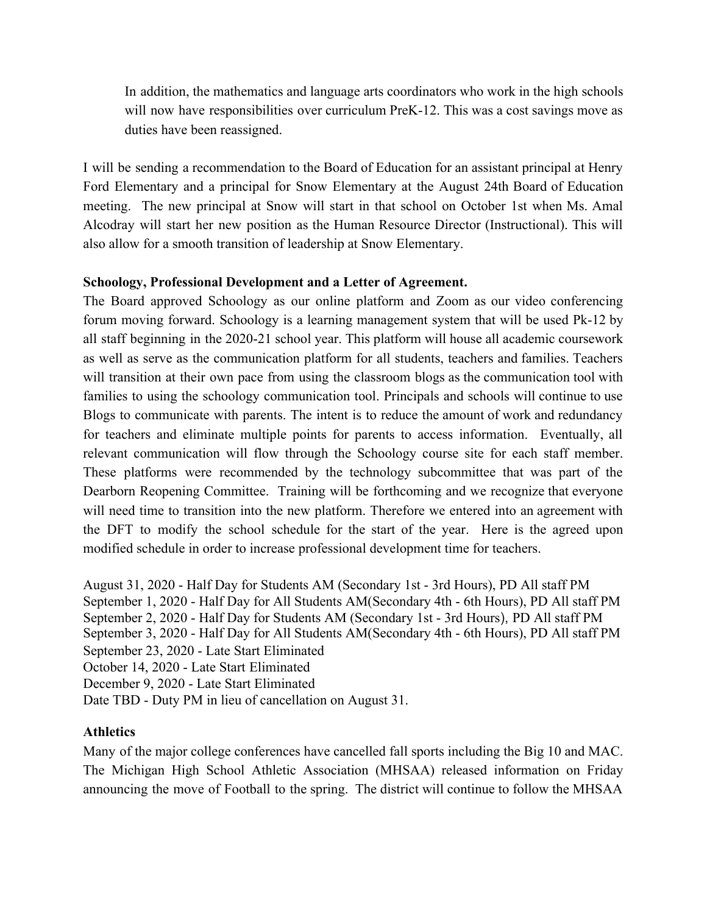In addition, the mathematics and language arts coordinators who work in the high schools will now have responsibilities over curriculum PreK-12. This was a cost savings move as duties have been reassigned.

I will be sending a recommendation to the Board of Education for an assistant principal at Henry Ford Elementary and a principal for Snow Elementary at the August 24th Board of Education meeting. The new principal at Snow will start in that school on October 1st when Ms. Amal Alcodray will start her new position as the Human Resource Director (Instructional). This will also allow for a smooth transition of leadership at Snow Elementary.

**Schoology, Professional Development and a Letter of Agreement.**

The Board approved Schoology as our online platform and Zoom as our video conferencing forum moving forward. Schoology is a learning management system that will be used Pk-12 by all staff beginning in the 2020-21 school year. This platform will house all academic coursework as well as serve as the communication platform for all students, teachers and families. Teachers will transition at their own pace from using the classroom blogs as the communication tool with families to using the schoology communication tool. Principals and schools will continue to use Blogs to communicate with parents. The intent is to reduce the amount of work and redundancy for teachers and eliminate multiple points for parents to access information. Eventually, all relevant communication will flow through the Schoology course site for each staff member. These platforms were recommended by the technology subcommittee that was part of the Dearborn Reopening Committee. Training will be forthcoming and we recognize that everyone will need time to transition into the new platform. Therefore we entered into an agreement with the DFT to modify the school schedule for the start of the year. Here is the agreed upon modified schedule in order to increase professional development time for teachers.

August 31, 2020 - Half Day for Students AM (Secondary 1st - 3rd Hours), PD All staff PM
September 1, 2020 - Half Day for All Students AM(Secondary 4th - 6th Hours), PD All staff PM
September 2, 2020 - Half Day for Students AM (Secondary 1st - 3rd Hours), PD All staff PM
September 3, 2020 - Half Day for All Students AM(Secondary 4th - 6th Hours), PD All staff PM
September 23, 2020 - Late Start Eliminated
October 14, 2020 - Late Start Eliminated
December 9, 2020 - Late Start Eliminated
Date TBD - Duty PM in lieu of cancellation on August 31.

**Athletics**

Many of the major college conferences have cancelled fall sports including the Big 10 and MAC. The Michigan High School Athletic Association (MHSAA) released information on Friday announcing the move of Football to the spring. The district will continue to follow the MHSAA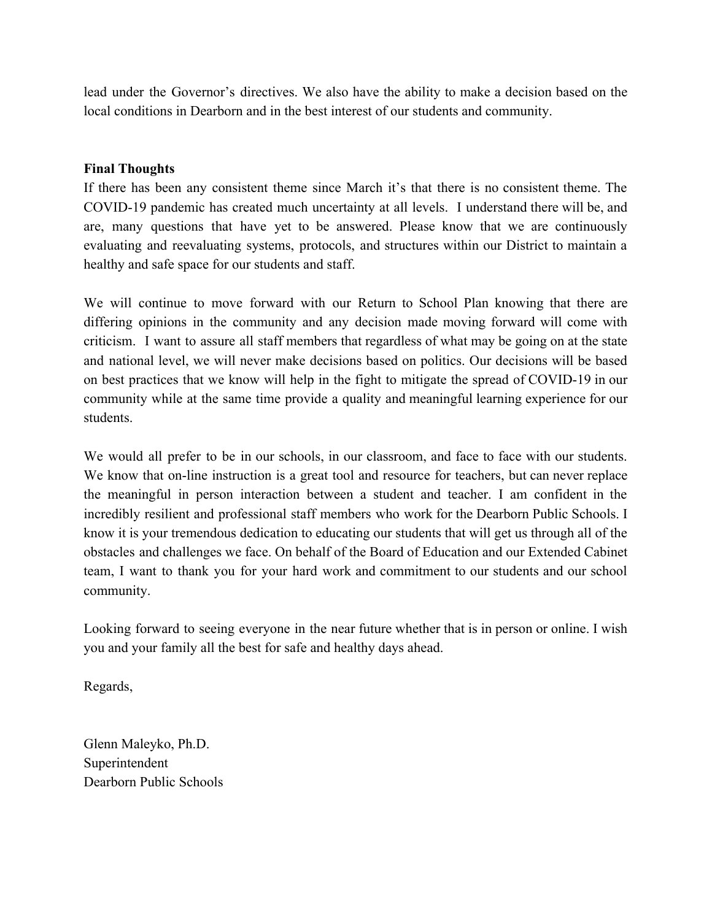lead under the Governor's directives. We also have the ability to make a decision based on the local conditions in Dearborn and in the best interest of our students and community.

**Final Thoughts**

If there has been any consistent theme since March it's that there is no consistent theme. The COVID-19 pandemic has created much uncertainty at all levels. I understand there will be, and are, many questions that have yet to be answered. Please know that we are continuously evaluating and reevaluating systems, protocols, and structures within our District to maintain a healthy and safe space for our students and staff.

We will continue to move forward with our Return to School Plan knowing that there are differing opinions in the community and any decision made moving forward will come with criticism. I want to assure all staff members that regardless of what may be going on at the state and national level, we will never make decisions based on politics. Our decisions will be based on best practices that we know will help in the fight to mitigate the spread of COVID-19 in our community while at the same time provide a quality and meaningful learning experience for our students.

We would all prefer to be in our schools, in our classroom, and face to face with our students. We know that on-line instruction is a great tool and resource for teachers, but can never replace the meaningful in person interaction between a student and teacher. I am confident in the incredibly resilient and professional staff members who work for the Dearborn Public Schools. I know it is your tremendous dedication to educating our students that will get us through all of the obstacles and challenges we face. On behalf of the Board of Education and our Extended Cabinet team, I want to thank you for your hard work and commitment to our students and our school community.

Looking forward to seeing everyone in the near future whether that is in person or online. I wish you and your family all the best for safe and healthy days ahead.

Regards,

Glenn Maleyko, Ph.D.
Superintendent
Dearborn Public Schools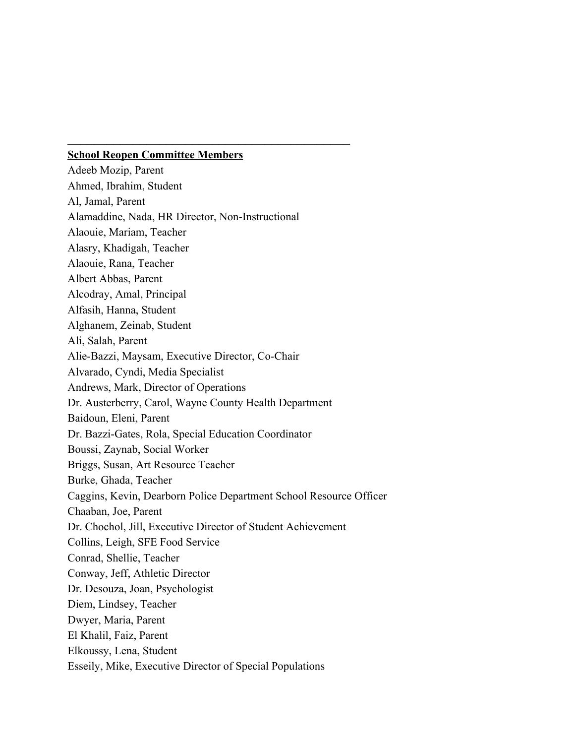---

**<u>School Reopen Committee Members</u>**

Adeeb Mozip, Parent
Ahmed, Ibrahim, Student
Al, Jamal, Parent
Alamaddine, Nada, HR Director, Non-Instructional
Alaouie, Mariam, Teacher
Alasry, Khadigah, Teacher
Alaouie, Rana, Teacher
Albert Abbas, Parent
Alcodray, Amal, Principal
Alfasih, Hanna, Student
Alghanem, Zeinab, Student
Ali, Salah, Parent
Alie-Bazzi, Maysam, Executive Director, Co-Chair
Alvarado, Cyndi, Media Specialist
Andrews, Mark, Director of Operations
Dr. Austerberry, Carol, Wayne County Health Department
Baidoun, Eleni, Parent
Dr. Bazzi-Gates, Rola, Special Education Coordinator
Boussi, Zaynab, Social Worker
Briggs, Susan, Art Resource Teacher
Burke, Ghada, Teacher
Caggins, Kevin, Dearborn Police Department School Resource Officer
Chaaban, Joe, Parent
Dr. Chochol, Jill, Executive Director of Student Achievement
Collins, Leigh, SFE Food Service
Conrad, Shellie, Teacher
Conway, Jeff, Athletic Director
Dr. Desouza, Joan, Psychologist
Diem, Lindsey, Teacher
Dwyer, Maria, Parent
El Khalil, Faiz, Parent
Elkoussy, Lena, Student
Esseily, Mike, Executive Director of Special Populations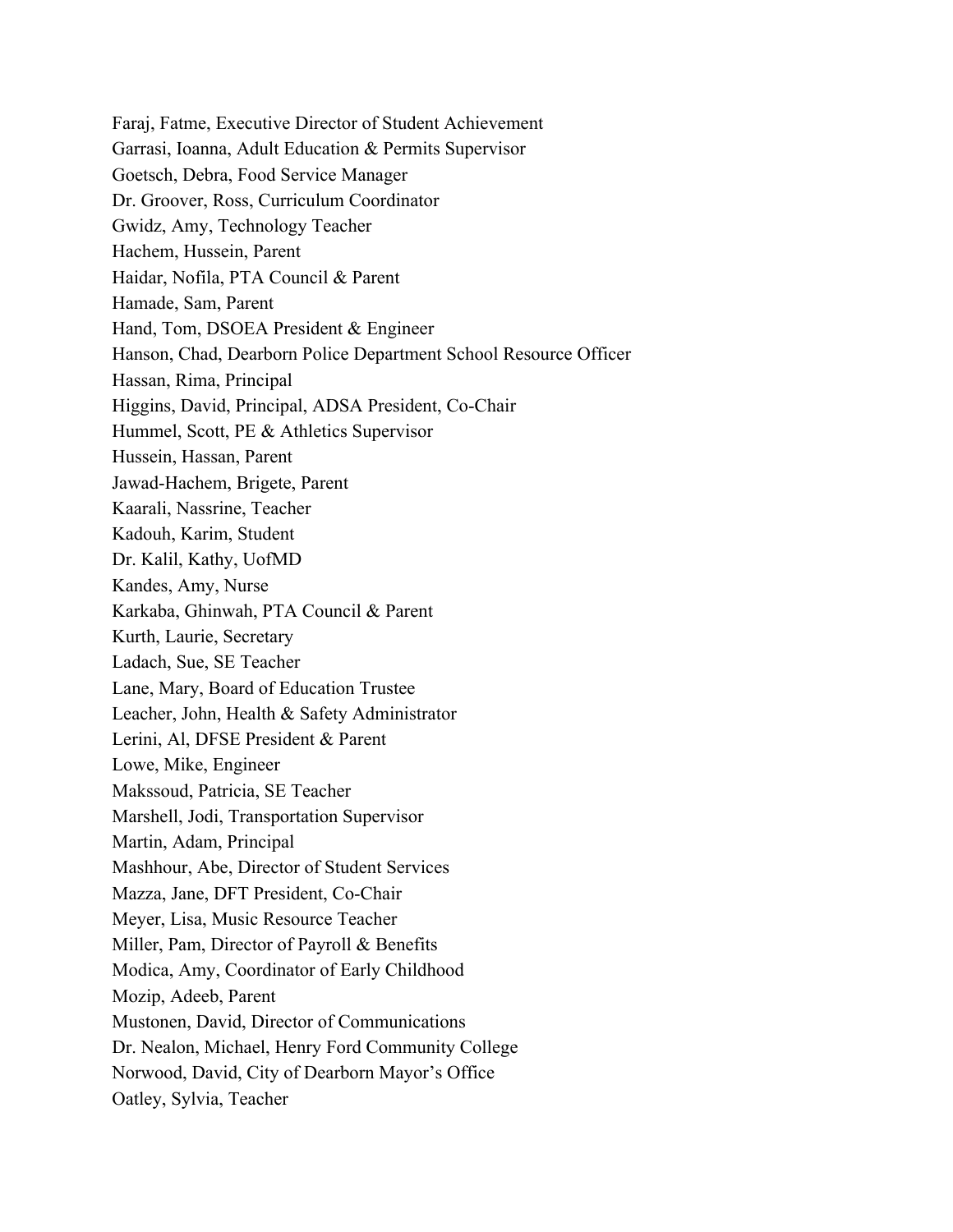Faraj, Fatme, Executive Director of Student Achievement
Garrasi, Ioanna, Adult Education & Permits Supervisor
Goetsch, Debra, Food Service Manager
Dr. Groover, Ross, Curriculum Coordinator
Gwidz, Amy, Technology Teacher
Hachem, Hussein, Parent
Haidar, Nofila, PTA Council & Parent
Hamade, Sam, Parent
Hand, Tom, DSOEA President & Engineer
Hanson, Chad, Dearborn Police Department School Resource Officer
Hassan, Rima, Principal
Higgins, David, Principal, ADSA President, Co-Chair
Hummel, Scott, PE & Athletics Supervisor
Hussein, Hassan, Parent
Jawad-Hachem, Brigete, Parent
Kaarali, Nassrine, Teacher
Kadouh, Karim, Student
Dr. Kalil, Kathy, UofMD
Kandes, Amy, Nurse
Karkaba, Ghinwah, PTA Council & Parent
Kurth, Laurie, Secretary
Ladach, Sue, SE Teacher
Lane, Mary, Board of Education Trustee
Leacher, John, Health & Safety Administrator
Lerini, Al, DFSE President & Parent
Lowe, Mike, Engineer
Makssoud, Patricia, SE Teacher
Marshell, Jodi, Transportation Supervisor
Martin, Adam, Principal
Mashhour, Abe, Director of Student Services
Mazza, Jane, DFT President, Co-Chair
Meyer, Lisa, Music Resource Teacher
Miller, Pam, Director of Payroll & Benefits
Modica, Amy, Coordinator of Early Childhood
Mozip, Adeeb, Parent
Mustonen, David, Director of Communications
Dr. Nealon, Michael, Henry Ford Community College
Norwood, David, City of Dearborn Mayor's Office
Oatley, Sylvia, Teacher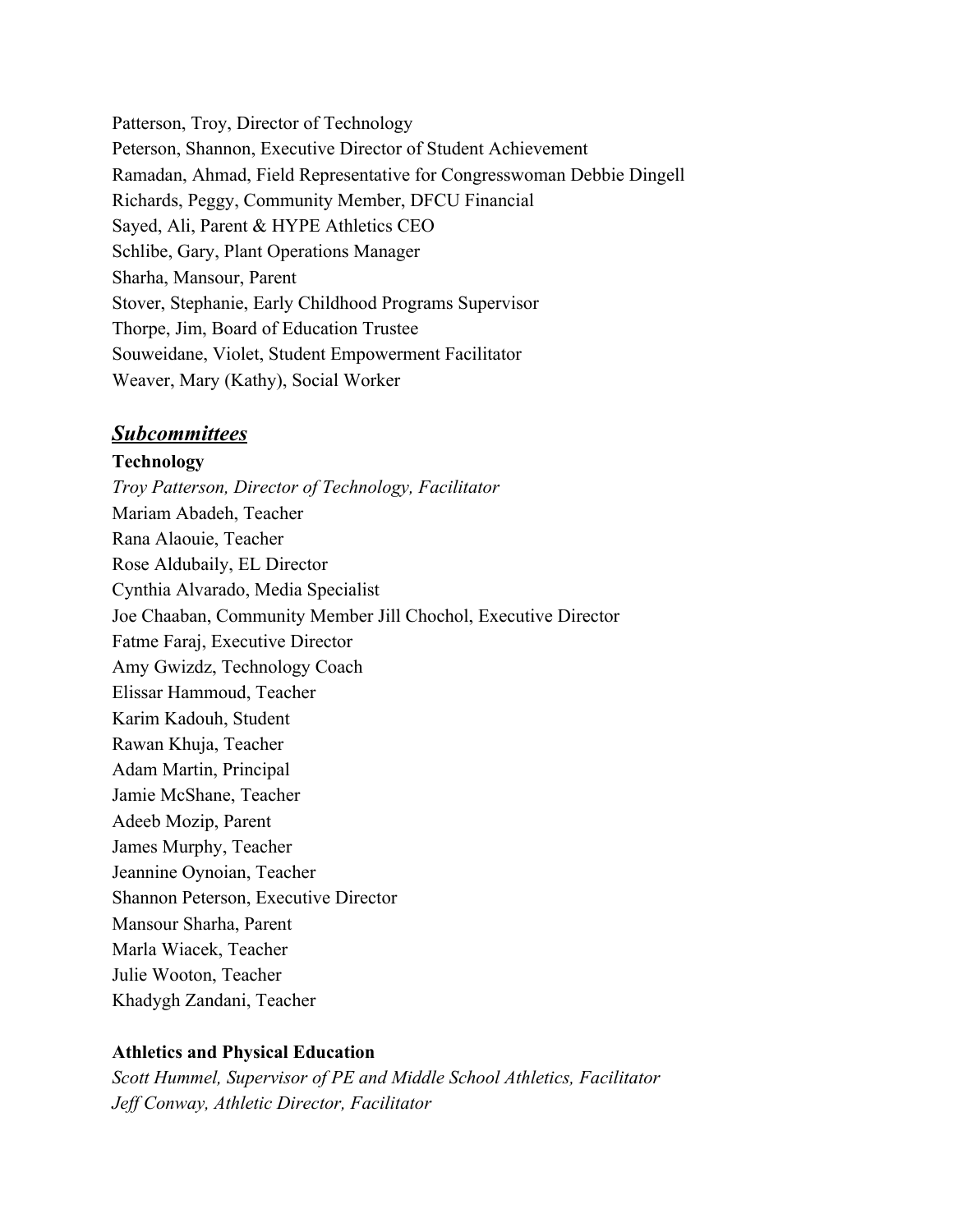Patterson, Troy, Director of Technology
Peterson, Shannon, Executive Director of Student Achievement
Ramadan, Ahmad, Field Representative for Congresswoman Debbie Dingell
Richards, Peggy, Community Member, DFCU Financial
Sayed, Ali, Parent & HYPE Athletics CEO
Schlibe, Gary, Plant Operations Manager
Sharha, Mansour, Parent
Stover, Stephanie, Early Childhood Programs Supervisor
Thorpe, Jim, Board of Education Trustee
Souweidane, Violet, Student Empowerment Facilitator
Weaver, Mary (Kathy), Social Worker

## ***Subcommittees***

**Technology**

*Troy Patterson, Director of Technology, Facilitator*
Mariam Abadeh, Teacher
Rana Alaouie, Teacher
Rose Aldubaily, EL Director
Cynthia Alvarado, Media Specialist
Joe Chaaban, Community Member Jill Chochol, Executive Director
Fatme Faraj, Executive Director
Amy Gwizdz, Technology Coach
Elissar Hammoud, Teacher
Karim Kadouh, Student
Rawan Khuja, Teacher
Adam Martin, Principal
Jamie McShane, Teacher
Adeeb Mozip, Parent
James Murphy, Teacher
Jeannine Oynoian, Teacher
Shannon Peterson, Executive Director
Mansour Sharha, Parent
Marla Wiacek, Teacher
Julie Wooton, Teacher
Khadygh Zandani, Teacher

**Athletics and Physical Education**

*Scott Hummel, Supervisor of PE and Middle School Athletics, Facilitator*
*Jeff Conway, Athletic Director, Facilitator*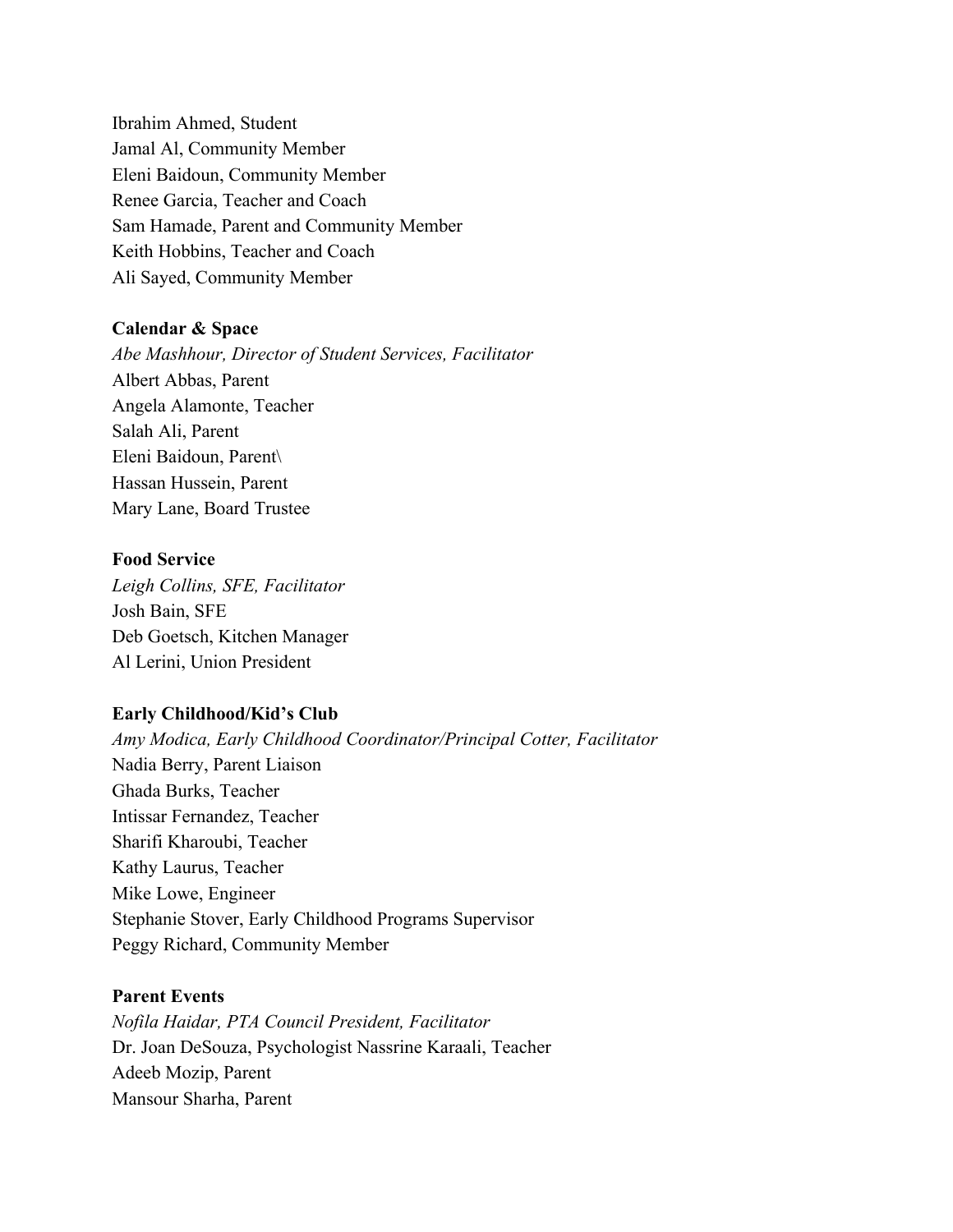Ibrahim Ahmed, Student
Jamal Al, Community Member
Eleni Baidoun, Community Member
Renee Garcia, Teacher and Coach
Sam Hamade, Parent and Community Member
Keith Hobbins, Teacher and Coach
Ali Sayed, Community Member

**Calendar & Space**

*Abe Mashhour, Director of Student Services, Facilitator*
Albert Abbas, Parent
Angela Alamonte, Teacher
Salah Ali, Parent
Eleni Baidoun, Parent\
Hassan Hussein, Parent
Mary Lane, Board Trustee

**Food Service**

*Leigh Collins, SFE, Facilitator*
Josh Bain, SFE
Deb Goetsch, Kitchen Manager
Al Lerini, Union President

**Early Childhood/Kid's Club**

*Amy Modica, Early Childhood Coordinator/Principal Cotter, Facilitator*
Nadia Berry, Parent Liaison
Ghada Burks, Teacher
Intissar Fernandez, Teacher
Sharifi Kharoubi, Teacher
Kathy Laurus, Teacher
Mike Lowe, Engineer
Stephanie Stover, Early Childhood Programs Supervisor
Peggy Richard, Community Member

**Parent Events**

*Nofila Haidar, PTA Council President, Facilitator*
Dr. Joan DeSouza, Psychologist Nassrine Karaali, Teacher
Adeeb Mozip, Parent
Mansour Sharha, Parent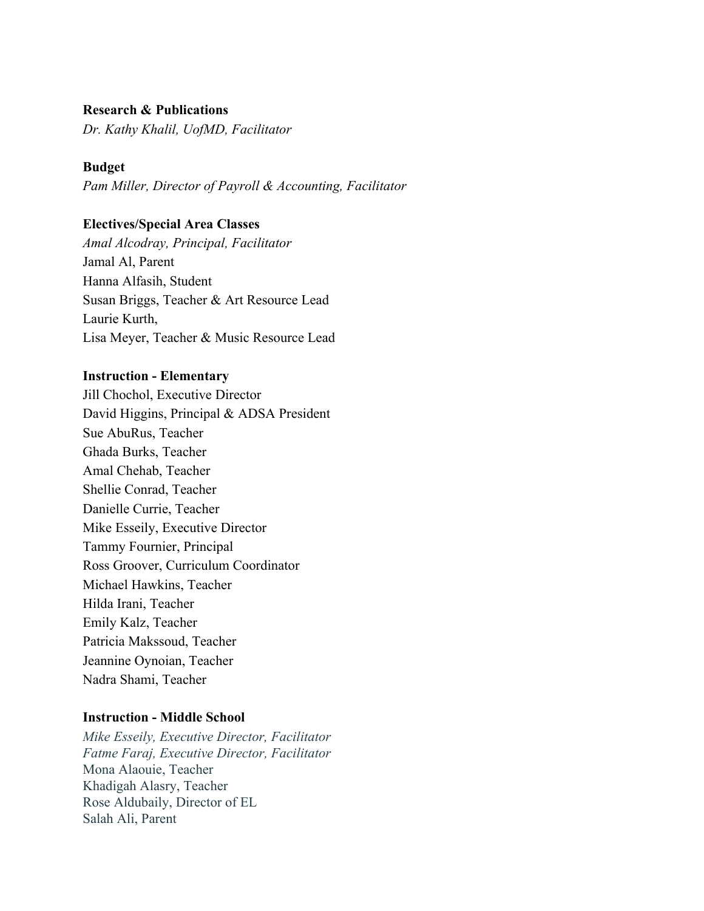**Research & Publications**

*Dr. Kathy Khalil, UofMD, Facilitator*

**Budget**

*Pam Miller, Director of Payroll & Accounting, Facilitator*

**Electives/Special Area Classes**

*Amal Alcodray, Principal, Facilitator*
Jamal Al, Parent
Hanna Alfasih, Student
Susan Briggs, Teacher & Art Resource Lead
Laurie Kurth,
Lisa Meyer, Teacher & Music Resource Lead

**Instruction - Elementary**

Jill Chochol, Executive Director
David Higgins, Principal & ADSA President
Sue AbuRus, Teacher
Ghada Burks, Teacher
Amal Chehab, Teacher
Shellie Conrad, Teacher
Danielle Currie, Teacher
Mike Esseily, Executive Director
Tammy Fournier, Principal
Ross Groover, Curriculum Coordinator
Michael Hawkins, Teacher
Hilda Irani, Teacher
Emily Kalz, Teacher
Patricia Makssoud, Teacher
Jeannine Oynoian, Teacher
Nadra Shami, Teacher

**Instruction - Middle School**

*Mike Esseily, Executive Director, Facilitator*
*Fatme Faraj, Executive Director, Facilitator*
Mona Alaouie, Teacher
Khadigah Alasry, Teacher
Rose Aldubaily, Director of EL
Salah Ali, Parent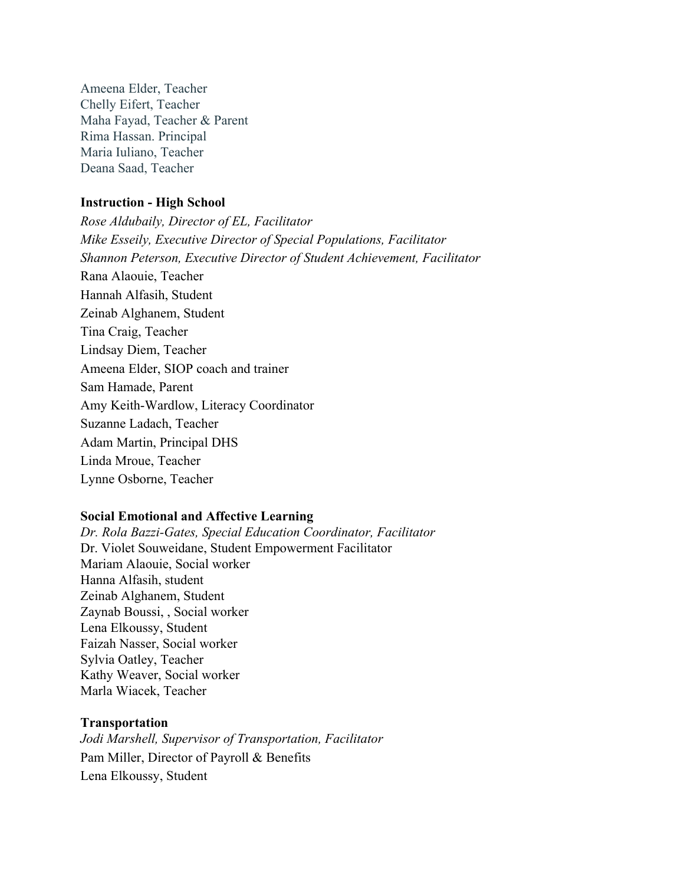Ameena Elder, Teacher
Chelly Eifert, Teacher
Maha Fayad, Teacher & Parent
Rima Hassan. Principal
Maria Iuliano, Teacher
Deana Saad, Teacher

**Instruction - High School**

*Rose Aldubaily, Director of EL, Facilitator*
*Mike Esseily, Executive Director of Special Populations, Facilitator*
*Shannon Peterson, Executive Director of Student Achievement, Facilitator*
Rana Alaouie, Teacher
Hannah Alfasih, Student
Zeinab Alghanem, Student
Tina Craig, Teacher
Lindsay Diem, Teacher
Ameena Elder, SIOP coach and trainer
Sam Hamade, Parent
Amy Keith-Wardlow, Literacy Coordinator
Suzanne Ladach, Teacher
Adam Martin, Principal DHS
Linda Mroue, Teacher
Lynne Osborne, Teacher

**Social Emotional and Affective Learning**

*Dr. Rola Bazzi-Gates, Special Education Coordinator, Facilitator*
Dr. Violet Souweidane, Student Empowerment Facilitator
Mariam Alaouie, Social worker
Hanna Alfasih, student
Zeinab Alghanem, Student
Zaynab Boussi, , Social worker
Lena Elkoussy, Student
Faizah Nasser, Social worker
Sylvia Oatley, Teacher
Kathy Weaver, Social worker
Marla Wiacek, Teacher

**Transportation**

*Jodi Marshell, Supervisor of Transportation, Facilitator*
Pam Miller, Director of Payroll & Benefits
Lena Elkoussy, Student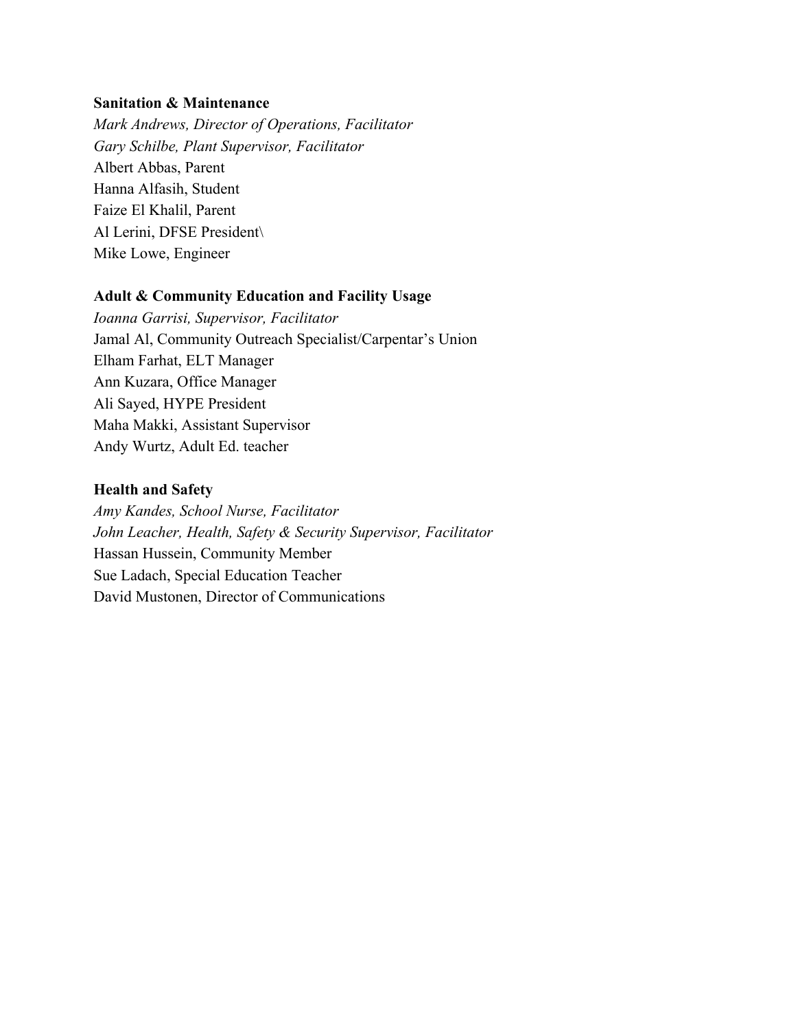**Sanitation & Maintenance**

*Mark Andrews, Director of Operations, Facilitator*
*Gary Schilbe, Plant Supervisor, Facilitator*
Albert Abbas, Parent
Hanna Alfasih, Student
Faize El Khalil, Parent
Al Lerini, DFSE President\
Mike Lowe, Engineer

**Adult & Community Education and Facility Usage**

*Ioanna Garrisi, Supervisor, Facilitator*
Jamal Al, Community Outreach Specialist/Carpentar's Union
Elham Farhat, ELT Manager
Ann Kuzara, Office Manager
Ali Sayed, HYPE President
Maha Makki, Assistant Supervisor
Andy Wurtz, Adult Ed. teacher

**Health and Safety**

*Amy Kandes, School Nurse, Facilitator*
*John Leacher, Health, Safety & Security Supervisor, Facilitator*
Hassan Hussein, Community Member
Sue Ladach, Special Education Teacher
David Mustonen, Director of Communications